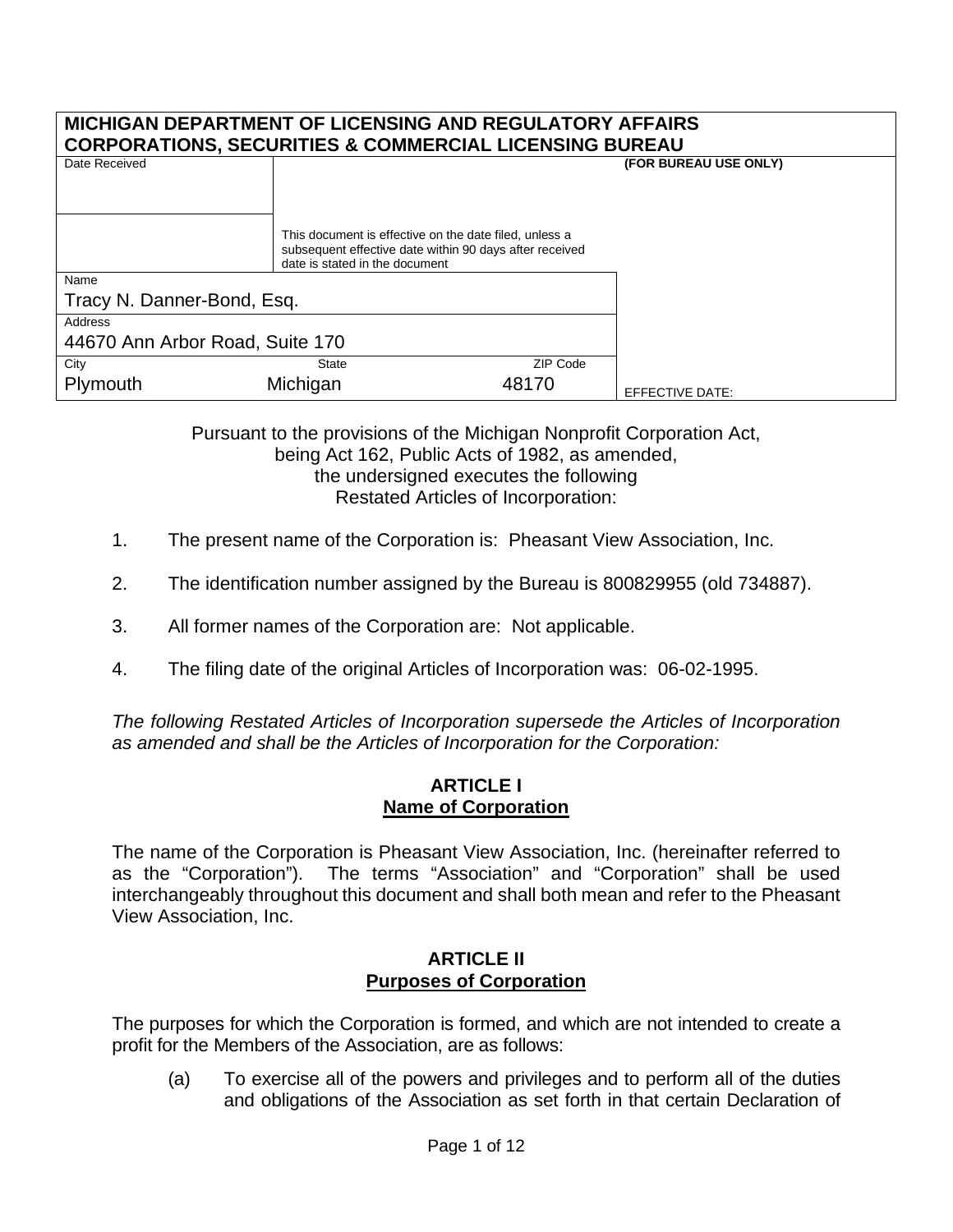| MICHIGAN DEPARTMENT OF LICENSING AND REGULATORY AFFAIRS CORPORATIONS, SECURITIES & COMMERCIAL LICENSING BUREAU | | | |
|---|---|---|---|
| Date Received | | | (FOR BUREAU USE ONLY) |
| | This document is effective on the date filed, unless a subsequent effective date within 90 days after received date is stated in the document | | |
| Name<br>Tracy N. Danner-Bond, Esq. | | | |
| Address<br>44670 Ann Arbor Road, Suite 170 | | | |
| City<br>Plymouth | State<br>Michigan | ZIP Code<br>48170 | EFFECTIVE DATE: |

Pursuant to the provisions of the Michigan Nonprofit Corporation Act,
being Act 162, Public Acts of 1982, as amended,
the undersigned executes the following
Restated Articles of Incorporation:

1. The present name of the Corporation is: Pheasant View Association, Inc.

2. The identification number assigned by the Bureau is 800829955 (old 734887).

3. All former names of the Corporation are: Not applicable.

4. The filing date of the original Articles of Incorporation was: 06-02-1995.

*The following Restated Articles of Incorporation supersede the Articles of Incorporation as amended and shall be the Articles of Incorporation for the Corporation:*

## ARTICLE I
## Name of Corporation

The name of the Corporation is Pheasant View Association, Inc. (hereinafter referred to as the "Corporation"). The terms "Association" and "Corporation" shall be used interchangeably throughout this document and shall both mean and refer to the Pheasant View Association, Inc.

## ARTICLE II
## Purposes of Corporation

The purposes for which the Corporation is formed, and which are not intended to create a profit for the Members of the Association, are as follows:

(a) To exercise all of the powers and privileges and to perform all of the duties and obligations of the Association as set forth in that certain Declaration of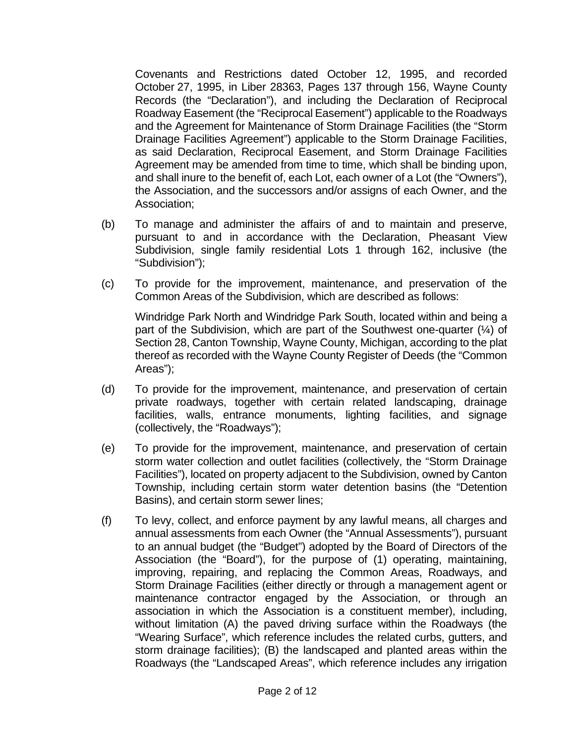Covenants and Restrictions dated October 12, 1995, and recorded October 27, 1995, in Liber 28363, Pages 137 through 156, Wayne County Records (the "Declaration"), and including the Declaration of Reciprocal Roadway Easement (the "Reciprocal Easement") applicable to the Roadways and the Agreement for Maintenance of Storm Drainage Facilities (the "Storm Drainage Facilities Agreement") applicable to the Storm Drainage Facilities, as said Declaration, Reciprocal Easement, and Storm Drainage Facilities Agreement may be amended from time to time, which shall be binding upon, and shall inure to the benefit of, each Lot, each owner of a Lot (the "Owners"), the Association, and the successors and/or assigns of each Owner, and the Association;

(b) To manage and administer the affairs of and to maintain and preserve, pursuant to and in accordance with the Declaration, Pheasant View Subdivision, single family residential Lots 1 through 162, inclusive (the "Subdivision");

(c) To provide for the improvement, maintenance, and preservation of the Common Areas of the Subdivision, which are described as follows:

Windridge Park North and Windridge Park South, located within and being a part of the Subdivision, which are part of the Southwest one-quarter (¼) of Section 28, Canton Township, Wayne County, Michigan, according to the plat thereof as recorded with the Wayne County Register of Deeds (the "Common Areas");

(d) To provide for the improvement, maintenance, and preservation of certain private roadways, together with certain related landscaping, drainage facilities, walls, entrance monuments, lighting facilities, and signage (collectively, the "Roadways");

(e) To provide for the improvement, maintenance, and preservation of certain storm water collection and outlet facilities (collectively, the "Storm Drainage Facilities"), located on property adjacent to the Subdivision, owned by Canton Township, including certain storm water detention basins (the "Detention Basins), and certain storm sewer lines;

(f) To levy, collect, and enforce payment by any lawful means, all charges and annual assessments from each Owner (the "Annual Assessments"), pursuant to an annual budget (the "Budget") adopted by the Board of Directors of the Association (the "Board"), for the purpose of (1) operating, maintaining, improving, repairing, and replacing the Common Areas, Roadways, and Storm Drainage Facilities (either directly or through a management agent or maintenance contractor engaged by the Association, or through an association in which the Association is a constituent member), including, without limitation (A) the paved driving surface within the Roadways (the "Wearing Surface", which reference includes the related curbs, gutters, and storm drainage facilities); (B) the landscaped and planted areas within the Roadways (the "Landscaped Areas", which reference includes any irrigation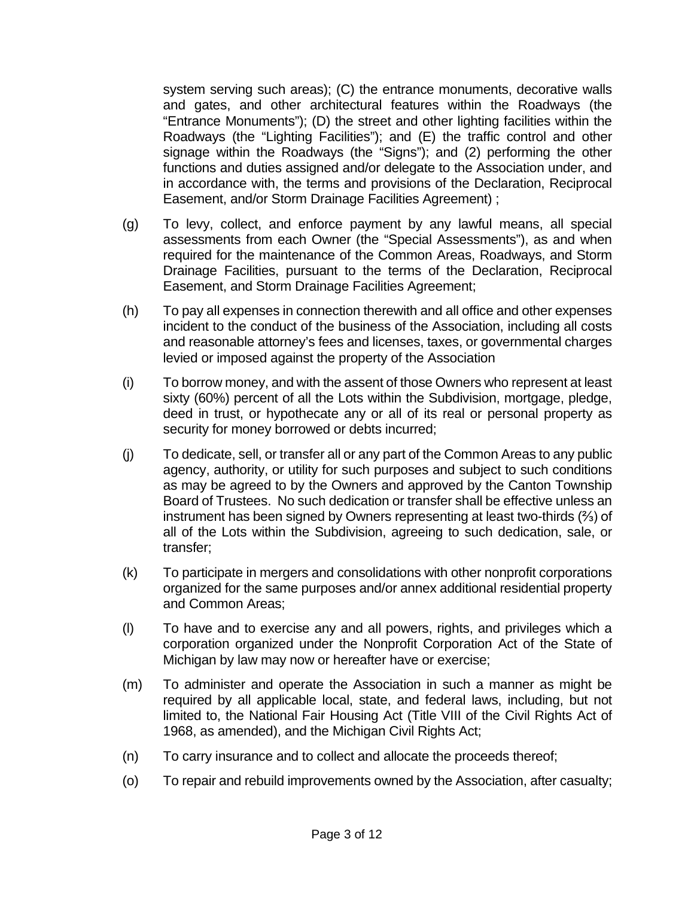system serving such areas); (C) the entrance monuments, decorative walls and gates, and other architectural features within the Roadways (the "Entrance Monuments"); (D) the street and other lighting facilities within the Roadways (the "Lighting Facilities"); and (E) the traffic control and other signage within the Roadways (the "Signs"); and (2) performing the other functions and duties assigned and/or delegate to the Association under, and in accordance with, the terms and provisions of the Declaration, Reciprocal Easement, and/or Storm Drainage Facilities Agreement) ;

(g) To levy, collect, and enforce payment by any lawful means, all special assessments from each Owner (the "Special Assessments"), as and when required for the maintenance of the Common Areas, Roadways, and Storm Drainage Facilities, pursuant to the terms of the Declaration, Reciprocal Easement, and Storm Drainage Facilities Agreement;

(h) To pay all expenses in connection therewith and all office and other expenses incident to the conduct of the business of the Association, including all costs and reasonable attorney's fees and licenses, taxes, or governmental charges levied or imposed against the property of the Association

(i) To borrow money, and with the assent of those Owners who represent at least sixty (60%) percent of all the Lots within the Subdivision, mortgage, pledge, deed in trust, or hypothecate any or all of its real or personal property as security for money borrowed or debts incurred;

(j) To dedicate, sell, or transfer all or any part of the Common Areas to any public agency, authority, or utility for such purposes and subject to such conditions as may be agreed to by the Owners and approved by the Canton Township Board of Trustees. No such dedication or transfer shall be effective unless an instrument has been signed by Owners representing at least two-thirds (⅔) of all of the Lots within the Subdivision, agreeing to such dedication, sale, or transfer;

(k) To participate in mergers and consolidations with other nonprofit corporations organized for the same purposes and/or annex additional residential property and Common Areas;

(l) To have and to exercise any and all powers, rights, and privileges which a corporation organized under the Nonprofit Corporation Act of the State of Michigan by law may now or hereafter have or exercise;

(m) To administer and operate the Association in such a manner as might be required by all applicable local, state, and federal laws, including, but not limited to, the National Fair Housing Act (Title VIII of the Civil Rights Act of 1968, as amended), and the Michigan Civil Rights Act;

(n) To carry insurance and to collect and allocate the proceeds thereof;

(o) To repair and rebuild improvements owned by the Association, after casualty;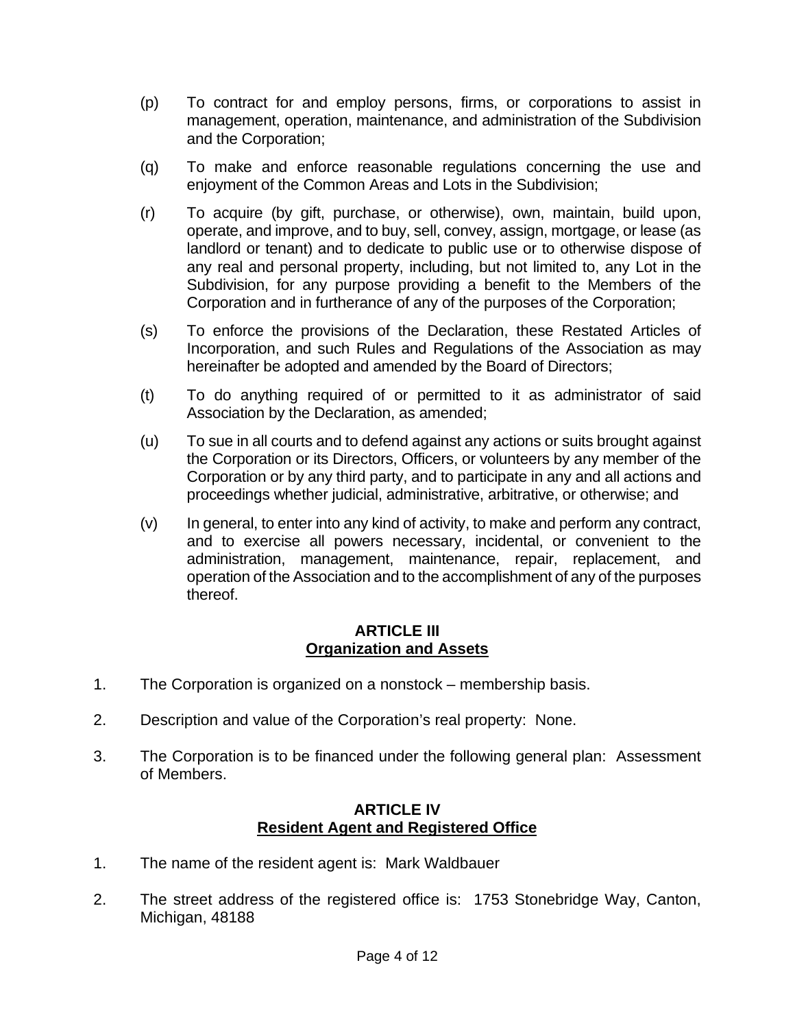(p) To contract for and employ persons, firms, or corporations to assist in management, operation, maintenance, and administration of the Subdivision and the Corporation;

(q) To make and enforce reasonable regulations concerning the use and enjoyment of the Common Areas and Lots in the Subdivision;

(r) To acquire (by gift, purchase, or otherwise), own, maintain, build upon, operate, and improve, and to buy, sell, convey, assign, mortgage, or lease (as landlord or tenant) and to dedicate to public use or to otherwise dispose of any real and personal property, including, but not limited to, any Lot in the Subdivision, for any purpose providing a benefit to the Members of the Corporation and in furtherance of any of the purposes of the Corporation;

(s) To enforce the provisions of the Declaration, these Restated Articles of Incorporation, and such Rules and Regulations of the Association as may hereinafter be adopted and amended by the Board of Directors;

(t) To do anything required of or permitted to it as administrator of said Association by the Declaration, as amended;

(u) To sue in all courts and to defend against any actions or suits brought against the Corporation or its Directors, Officers, or volunteers by any member of the Corporation or by any third party, and to participate in any and all actions and proceedings whether judicial, administrative, arbitrative, or otherwise; and

(v) In general, to enter into any kind of activity, to make and perform any contract, and to exercise all powers necessary, incidental, or convenient to the administration, management, maintenance, repair, replacement, and operation of the Association and to the accomplishment of any of the purposes thereof.

## ARTICLE III
## Organization and Assets

1. The Corporation is organized on a nonstock – membership basis.

2. Description and value of the Corporation's real property: None.

3. The Corporation is to be financed under the following general plan: Assessment of Members.

## ARTICLE IV
## Resident Agent and Registered Office

1. The name of the resident agent is: Mark Waldbauer

2. The street address of the registered office is: 1753 Stonebridge Way, Canton, Michigan, 48188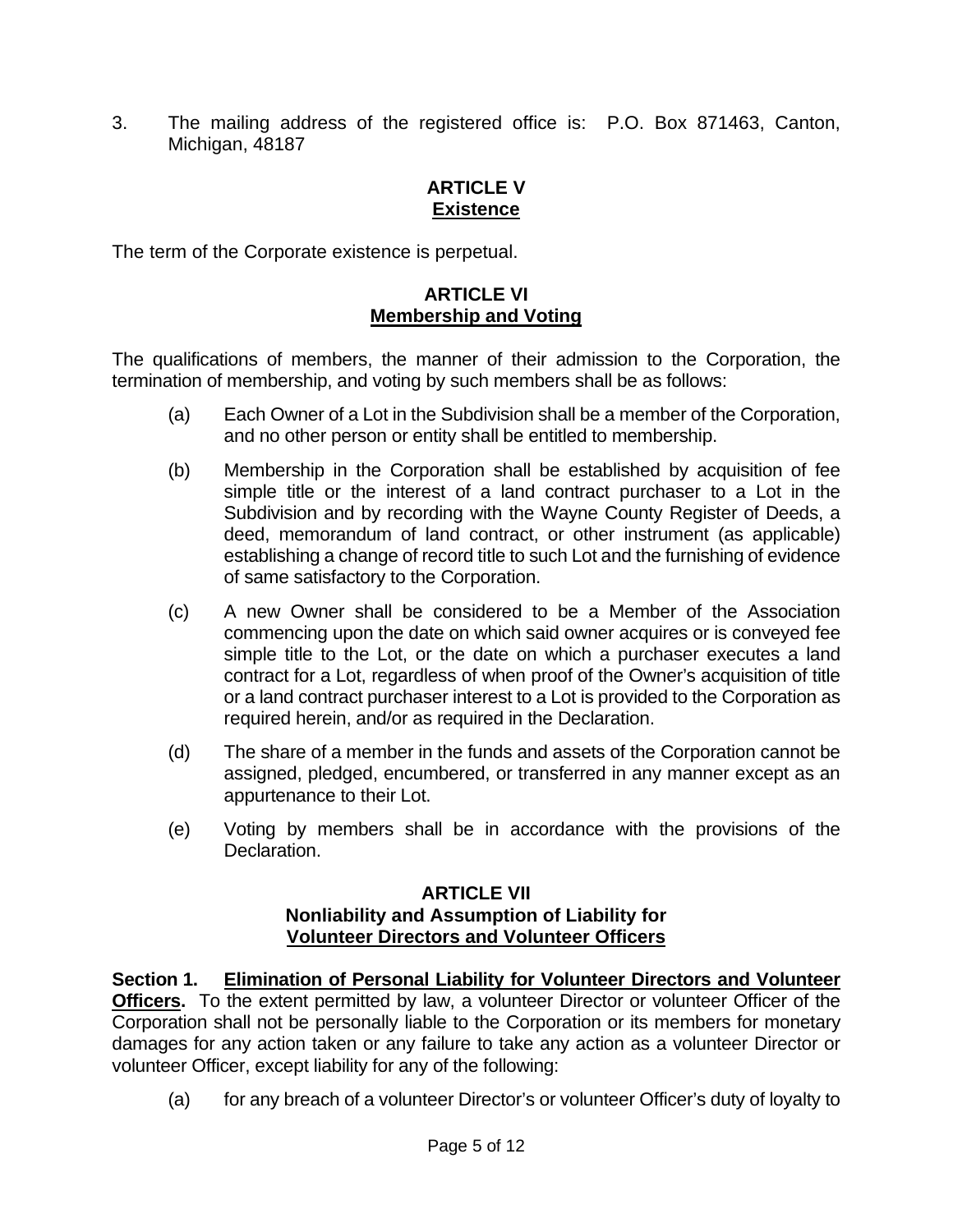3. The mailing address of the registered office is: P.O. Box 871463, Canton, Michigan, 48187

## ARTICLE V
## Existence

The term of the Corporate existence is perpetual.

## ARTICLE VI
## Membership and Voting

The qualifications of members, the manner of their admission to the Corporation, the termination of membership, and voting by such members shall be as follows:

(a) Each Owner of a Lot in the Subdivision shall be a member of the Corporation, and no other person or entity shall be entitled to membership.

(b) Membership in the Corporation shall be established by acquisition of fee simple title or the interest of a land contract purchaser to a Lot in the Subdivision and by recording with the Wayne County Register of Deeds, a deed, memorandum of land contract, or other instrument (as applicable) establishing a change of record title to such Lot and the furnishing of evidence of same satisfactory to the Corporation.

(c) A new Owner shall be considered to be a Member of the Association commencing upon the date on which said owner acquires or is conveyed fee simple title to the Lot, or the date on which a purchaser executes a land contract for a Lot, regardless of when proof of the Owner's acquisition of title or a land contract purchaser interest to a Lot is provided to the Corporation as required herein, and/or as required in the Declaration.

(d) The share of a member in the funds and assets of the Corporation cannot be assigned, pledged, encumbered, or transferred in any manner except as an appurtenance to their Lot.

(e) Voting by members shall be in accordance with the provisions of the Declaration.

## ARTICLE VII
## Nonliability and Assumption of Liability for Volunteer Directors and Volunteer Officers

**Section 1. Elimination of Personal Liability for Volunteer Directors and Volunteer Officers.** To the extent permitted by law, a volunteer Director or volunteer Officer of the Corporation shall not be personally liable to the Corporation or its members for monetary damages for any action taken or any failure to take any action as a volunteer Director or volunteer Officer, except liability for any of the following:

(a) for any breach of a volunteer Director's or volunteer Officer's duty of loyalty to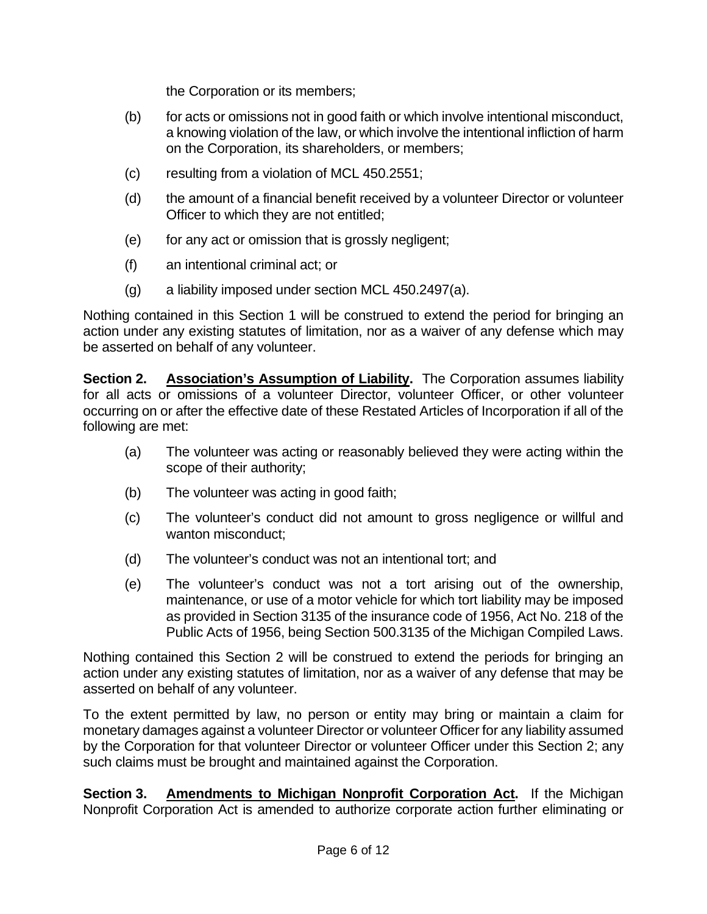the Corporation or its members;

(b) for acts or omissions not in good faith or which involve intentional misconduct, a knowing violation of the law, or which involve the intentional infliction of harm on the Corporation, its shareholders, or members;

(c) resulting from a violation of MCL 450.2551;

(d) the amount of a financial benefit received by a volunteer Director or volunteer Officer to which they are not entitled;

(e) for any act or omission that is grossly negligent;

(f) an intentional criminal act; or

(g) a liability imposed under section MCL 450.2497(a).

Nothing contained in this Section 1 will be construed to extend the period for bringing an action under any existing statutes of limitation, nor as a waiver of any defense which may be asserted on behalf of any volunteer.

**Section 2. Association's Assumption of Liability.** The Corporation assumes liability for all acts or omissions of a volunteer Director, volunteer Officer, or other volunteer occurring on or after the effective date of these Restated Articles of Incorporation if all of the following are met:

(a) The volunteer was acting or reasonably believed they were acting within the scope of their authority;

(b) The volunteer was acting in good faith;

(c) The volunteer's conduct did not amount to gross negligence or willful and wanton misconduct;

(d) The volunteer's conduct was not an intentional tort; and

(e) The volunteer's conduct was not a tort arising out of the ownership, maintenance, or use of a motor vehicle for which tort liability may be imposed as provided in Section 3135 of the insurance code of 1956, Act No. 218 of the Public Acts of 1956, being Section 500.3135 of the Michigan Compiled Laws.

Nothing contained this Section 2 will be construed to extend the periods for bringing an action under any existing statutes of limitation, nor as a waiver of any defense that may be asserted on behalf of any volunteer.

To the extent permitted by law, no person or entity may bring or maintain a claim for monetary damages against a volunteer Director or volunteer Officer for any liability assumed by the Corporation for that volunteer Director or volunteer Officer under this Section 2; any such claims must be brought and maintained against the Corporation.

**Section 3. Amendments to Michigan Nonprofit Corporation Act.** If the Michigan Nonprofit Corporation Act is amended to authorize corporate action further eliminating or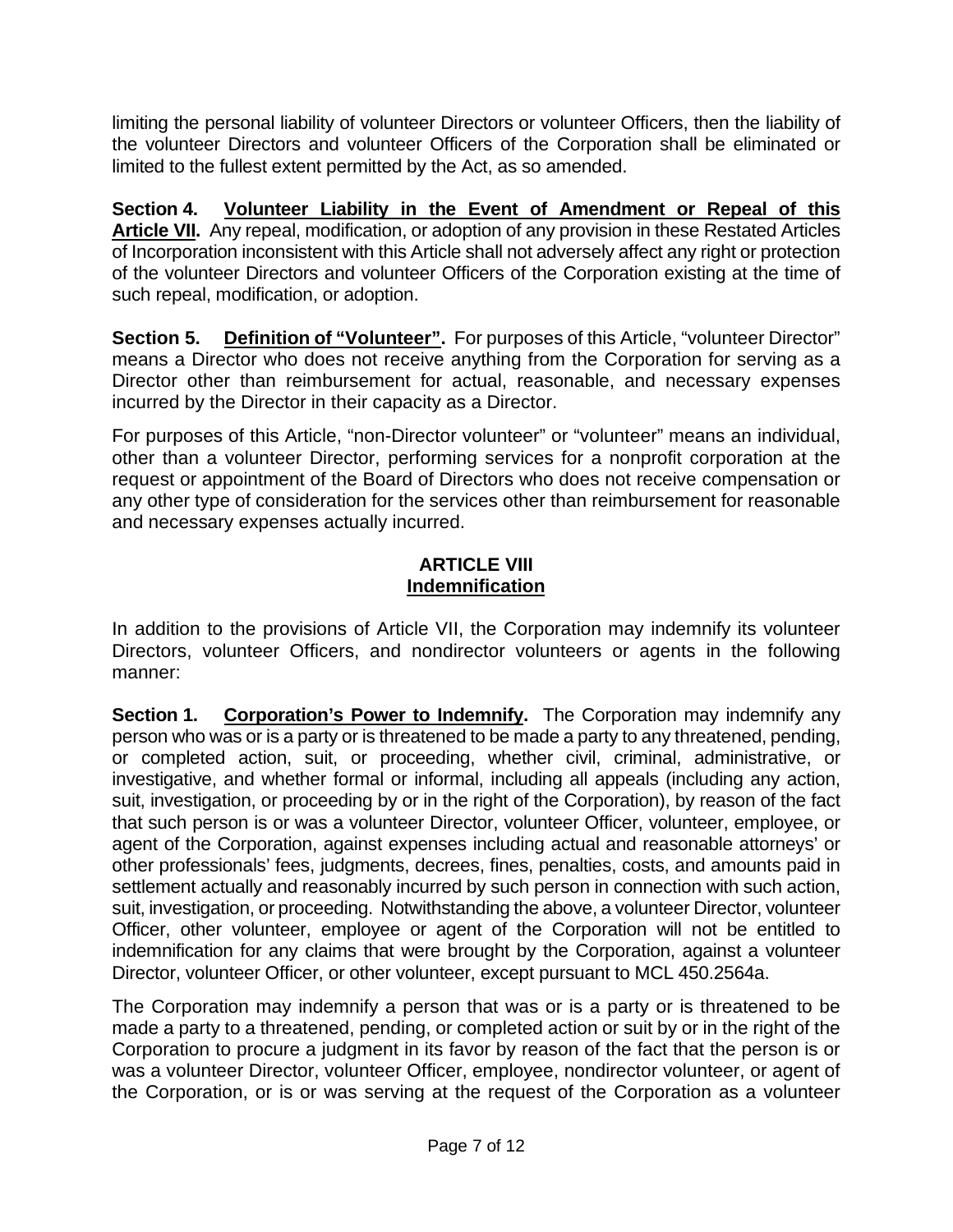limiting the personal liability of volunteer Directors or volunteer Officers, then the liability of the volunteer Directors and volunteer Officers of the Corporation shall be eliminated or limited to the fullest extent permitted by the Act, as so amended.

**Section 4. Volunteer Liability in the Event of Amendment or Repeal of this Article VII.** Any repeal, modification, or adoption of any provision in these Restated Articles of Incorporation inconsistent with this Article shall not adversely affect any right or protection of the volunteer Directors and volunteer Officers of the Corporation existing at the time of such repeal, modification, or adoption.

**Section 5. Definition of "Volunteer".** For purposes of this Article, "volunteer Director" means a Director who does not receive anything from the Corporation for serving as a Director other than reimbursement for actual, reasonable, and necessary expenses incurred by the Director in their capacity as a Director.

For purposes of this Article, "non-Director volunteer" or "volunteer" means an individual, other than a volunteer Director, performing services for a nonprofit corporation at the request or appointment of the Board of Directors who does not receive compensation or any other type of consideration for the services other than reimbursement for reasonable and necessary expenses actually incurred.

## ARTICLE VIII
## Indemnification

In addition to the provisions of Article VII, the Corporation may indemnify its volunteer Directors, volunteer Officers, and nondirector volunteers or agents in the following manner:

**Section 1. Corporation's Power to Indemnify.** The Corporation may indemnify any person who was or is a party or is threatened to be made a party to any threatened, pending, or completed action, suit, or proceeding, whether civil, criminal, administrative, or investigative, and whether formal or informal, including all appeals (including any action, suit, investigation, or proceeding by or in the right of the Corporation), by reason of the fact that such person is or was a volunteer Director, volunteer Officer, volunteer, employee, or agent of the Corporation, against expenses including actual and reasonable attorneys' or other professionals' fees, judgments, decrees, fines, penalties, costs, and amounts paid in settlement actually and reasonably incurred by such person in connection with such action, suit, investigation, or proceeding. Notwithstanding the above, a volunteer Director, volunteer Officer, other volunteer, employee or agent of the Corporation will not be entitled to indemnification for any claims that were brought by the Corporation, against a volunteer Director, volunteer Officer, or other volunteer, except pursuant to MCL 450.2564a.

The Corporation may indemnify a person that was or is a party or is threatened to be made a party to a threatened, pending, or completed action or suit by or in the right of the Corporation to procure a judgment in its favor by reason of the fact that the person is or was a volunteer Director, volunteer Officer, employee, nondirector volunteer, or agent of the Corporation, or is or was serving at the request of the Corporation as a volunteer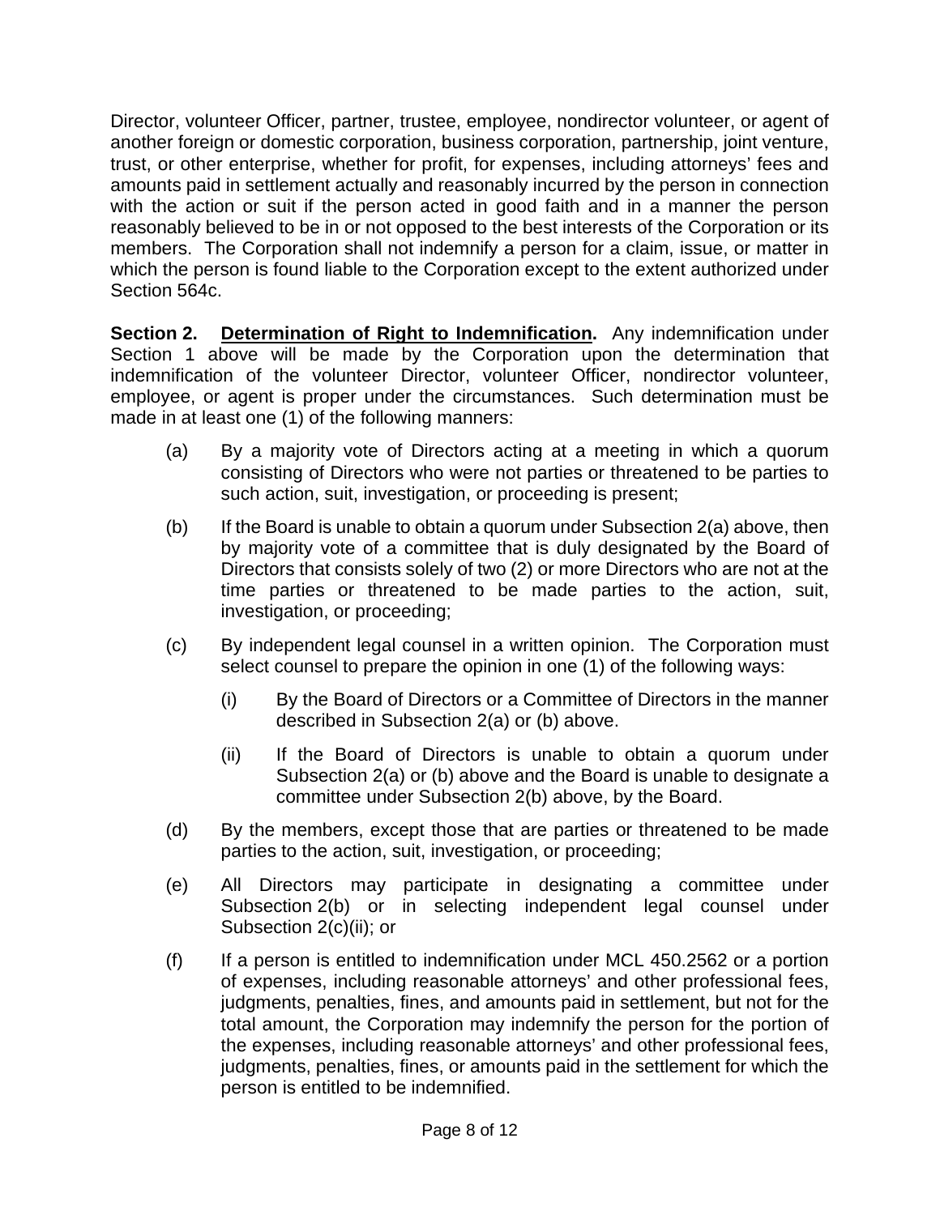Director, volunteer Officer, partner, trustee, employee, nondirector volunteer, or agent of another foreign or domestic corporation, business corporation, partnership, joint venture, trust, or other enterprise, whether for profit, for expenses, including attorneys' fees and amounts paid in settlement actually and reasonably incurred by the person in connection with the action or suit if the person acted in good faith and in a manner the person reasonably believed to be in or not opposed to the best interests of the Corporation or its members. The Corporation shall not indemnify a person for a claim, issue, or matter in which the person is found liable to the Corporation except to the extent authorized under Section 564c.

**Section 2. Determination of Right to Indemnification.** Any indemnification under Section 1 above will be made by the Corporation upon the determination that indemnification of the volunteer Director, volunteer Officer, nondirector volunteer, employee, or agent is proper under the circumstances. Such determination must be made in at least one (1) of the following manners:

(a) By a majority vote of Directors acting at a meeting in which a quorum consisting of Directors who were not parties or threatened to be parties to such action, suit, investigation, or proceeding is present;

(b) If the Board is unable to obtain a quorum under Subsection 2(a) above, then by majority vote of a committee that is duly designated by the Board of Directors that consists solely of two (2) or more Directors who are not at the time parties or threatened to be made parties to the action, suit, investigation, or proceeding;

(c) By independent legal counsel in a written opinion. The Corporation must select counsel to prepare the opinion in one (1) of the following ways:

  (i) By the Board of Directors or a Committee of Directors in the manner described in Subsection 2(a) or (b) above.

  (ii) If the Board of Directors is unable to obtain a quorum under Subsection 2(a) or (b) above and the Board is unable to designate a committee under Subsection 2(b) above, by the Board.

(d) By the members, except those that are parties or threatened to be made parties to the action, suit, investigation, or proceeding;

(e) All Directors may participate in designating a committee under Subsection 2(b) or in selecting independent legal counsel under Subsection 2(c)(ii); or

(f) If a person is entitled to indemnification under MCL 450.2562 or a portion of expenses, including reasonable attorneys' and other professional fees, judgments, penalties, fines, and amounts paid in settlement, but not for the total amount, the Corporation may indemnify the person for the portion of the expenses, including reasonable attorneys' and other professional fees, judgments, penalties, fines, or amounts paid in the settlement for which the person is entitled to be indemnified.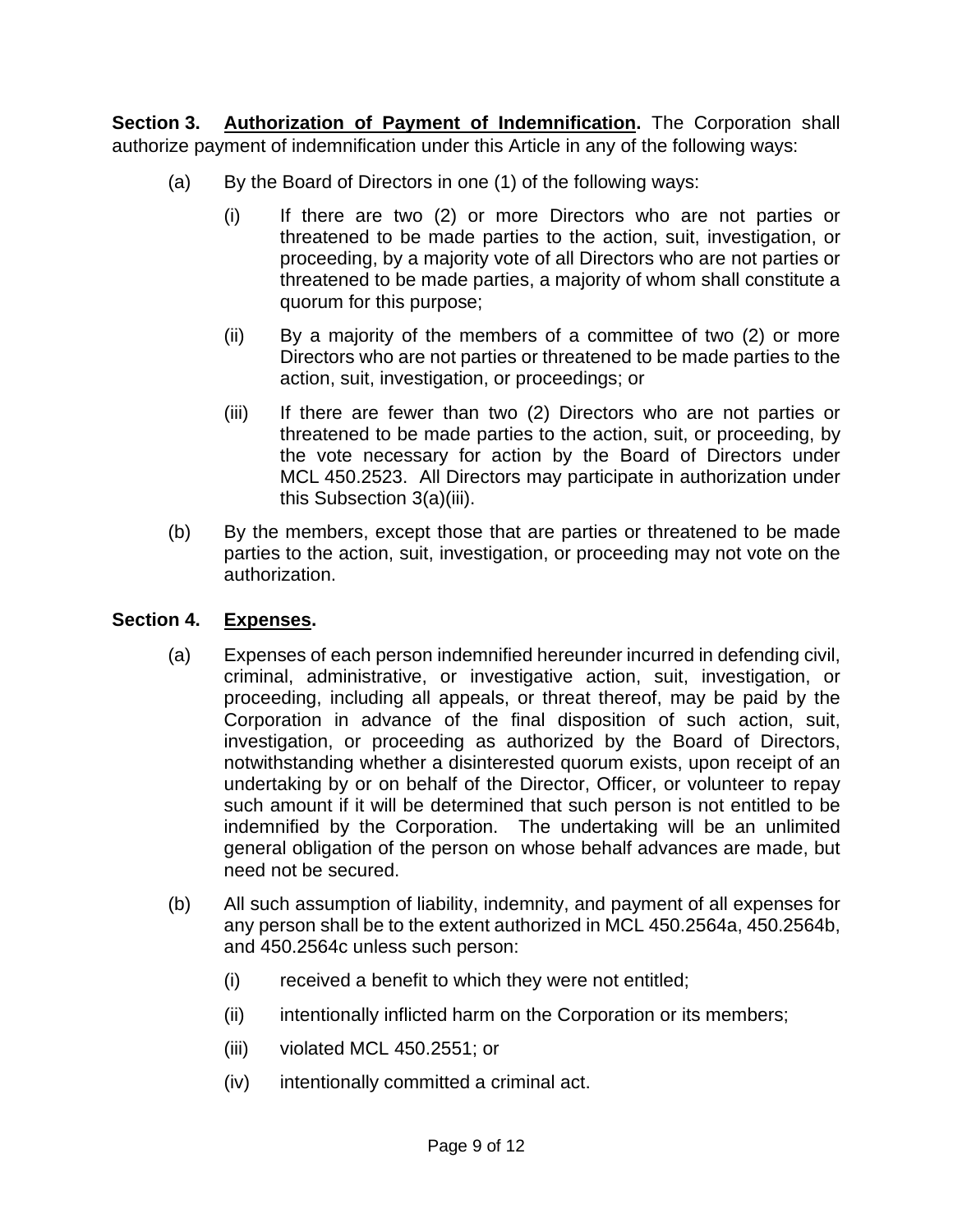**Section 3. Authorization of Payment of Indemnification.** The Corporation shall authorize payment of indemnification under this Article in any of the following ways:

(a) By the Board of Directors in one (1) of the following ways:

(i) If there are two (2) or more Directors who are not parties or threatened to be made parties to the action, suit, investigation, or proceeding, by a majority vote of all Directors who are not parties or threatened to be made parties, a majority of whom shall constitute a quorum for this purpose;

(ii) By a majority of the members of a committee of two (2) or more Directors who are not parties or threatened to be made parties to the action, suit, investigation, or proceedings; or

(iii) If there are fewer than two (2) Directors who are not parties or threatened to be made parties to the action, suit, or proceeding, by the vote necessary for action by the Board of Directors under MCL 450.2523. All Directors may participate in authorization under this Subsection 3(a)(iii).

(b) By the members, except those that are parties or threatened to be made parties to the action, suit, investigation, or proceeding may not vote on the authorization.

**Section 4. Expenses.**

(a) Expenses of each person indemnified hereunder incurred in defending civil, criminal, administrative, or investigative action, suit, investigation, or proceeding, including all appeals, or threat thereof, may be paid by the Corporation in advance of the final disposition of such action, suit, investigation, or proceeding as authorized by the Board of Directors, notwithstanding whether a disinterested quorum exists, upon receipt of an undertaking by or on behalf of the Director, Officer, or volunteer to repay such amount if it will be determined that such person is not entitled to be indemnified by the Corporation. The undertaking will be an unlimited general obligation of the person on whose behalf advances are made, but need not be secured.

(b) All such assumption of liability, indemnity, and payment of all expenses for any person shall be to the extent authorized in MCL 450.2564a, 450.2564b, and 450.2564c unless such person:

(i) received a benefit to which they were not entitled;

(ii) intentionally inflicted harm on the Corporation or its members;

(iii) violated MCL 450.2551; or

(iv) intentionally committed a criminal act.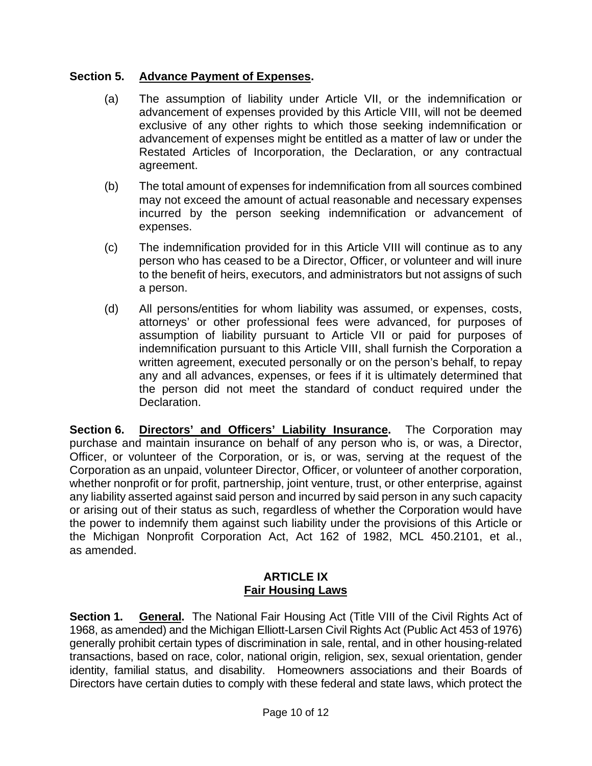**Section 5. <u>Advance Payment of Expenses</u>.**

(a) The assumption of liability under Article VII, or the indemnification or advancement of expenses provided by this Article VIII, will not be deemed exclusive of any other rights to which those seeking indemnification or advancement of expenses might be entitled as a matter of law or under the Restated Articles of Incorporation, the Declaration, or any contractual agreement.

(b) The total amount of expenses for indemnification from all sources combined may not exceed the amount of actual reasonable and necessary expenses incurred by the person seeking indemnification or advancement of expenses.

(c) The indemnification provided for in this Article VIII will continue as to any person who has ceased to be a Director, Officer, or volunteer and will inure to the benefit of heirs, executors, and administrators but not assigns of such a person.

(d) All persons/entities for whom liability was assumed, or expenses, costs, attorneys' or other professional fees were advanced, for purposes of assumption of liability pursuant to Article VII or paid for purposes of indemnification pursuant to this Article VIII, shall furnish the Corporation a written agreement, executed personally or on the person's behalf, to repay any and all advances, expenses, or fees if it is ultimately determined that the person did not meet the standard of conduct required under the Declaration.

**Section 6. <u>Directors' and Officers' Liability Insurance</u>.** The Corporation may purchase and maintain insurance on behalf of any person who is, or was, a Director, Officer, or volunteer of the Corporation, or is, or was, serving at the request of the Corporation as an unpaid, volunteer Director, Officer, or volunteer of another corporation, whether nonprofit or for profit, partnership, joint venture, trust, or other enterprise, against any liability asserted against said person and incurred by said person in any such capacity or arising out of their status as such, regardless of whether the Corporation would have the power to indemnify them against such liability under the provisions of this Article or the Michigan Nonprofit Corporation Act, Act 162 of 1982, MCL 450.2101, et al., as amended.

## ARTICLE IX
## <u>Fair Housing Laws</u>

**Section 1. <u>General</u>.** The National Fair Housing Act (Title VIII of the Civil Rights Act of 1968, as amended) and the Michigan Elliott-Larsen Civil Rights Act (Public Act 453 of 1976) generally prohibit certain types of discrimination in sale, rental, and in other housing-related transactions, based on race, color, national origin, religion, sex, sexual orientation, gender identity, familial status, and disability. Homeowners associations and their Boards of Directors have certain duties to comply with these federal and state laws, which protect the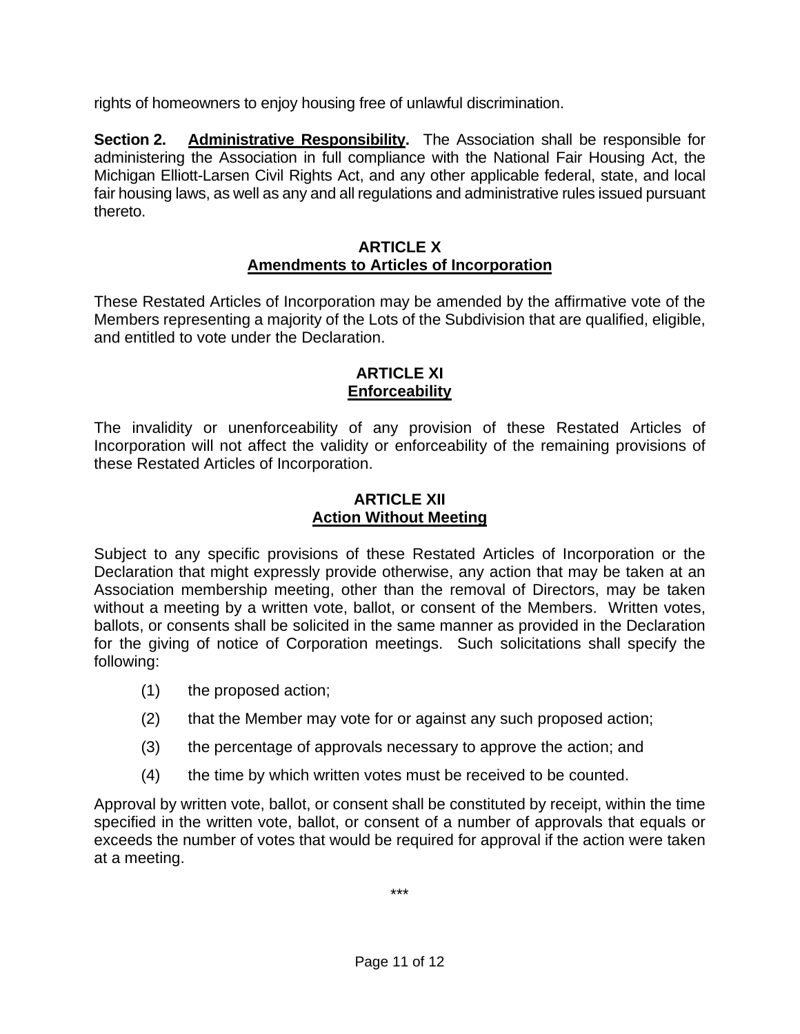rights of homeowners to enjoy housing free of unlawful discrimination.

**Section 2. Administrative Responsibility.** The Association shall be responsible for administering the Association in full compliance with the National Fair Housing Act, the Michigan Elliott-Larsen Civil Rights Act, and any other applicable federal, state, and local fair housing laws, as well as any and all regulations and administrative rules issued pursuant thereto.

## ARTICLE X
## Amendments to Articles of Incorporation

These Restated Articles of Incorporation may be amended by the affirmative vote of the Members representing a majority of the Lots of the Subdivision that are qualified, eligible, and entitled to vote under the Declaration.

## ARTICLE XI
## Enforceability

The invalidity or unenforceability of any provision of these Restated Articles of Incorporation will not affect the validity or enforceability of the remaining provisions of these Restated Articles of Incorporation.

## ARTICLE XII
## Action Without Meeting

Subject to any specific provisions of these Restated Articles of Incorporation or the Declaration that might expressly provide otherwise, any action that may be taken at an Association membership meeting, other than the removal of Directors, may be taken without a meeting by a written vote, ballot, or consent of the Members. Written votes, ballots, or consents shall be solicited in the same manner as provided in the Declaration for the giving of notice of Corporation meetings. Such solicitations shall specify the following:

(1) the proposed action;

(2) that the Member may vote for or against any such proposed action;

(3) the percentage of approvals necessary to approve the action; and

(4) the time by which written votes must be received to be counted.

Approval by written vote, ballot, or consent shall be constituted by receipt, within the time specified in the written vote, ballot, or consent of a number of approvals that equals or exceeds the number of votes that would be required for approval if the action were taken at a meeting.

***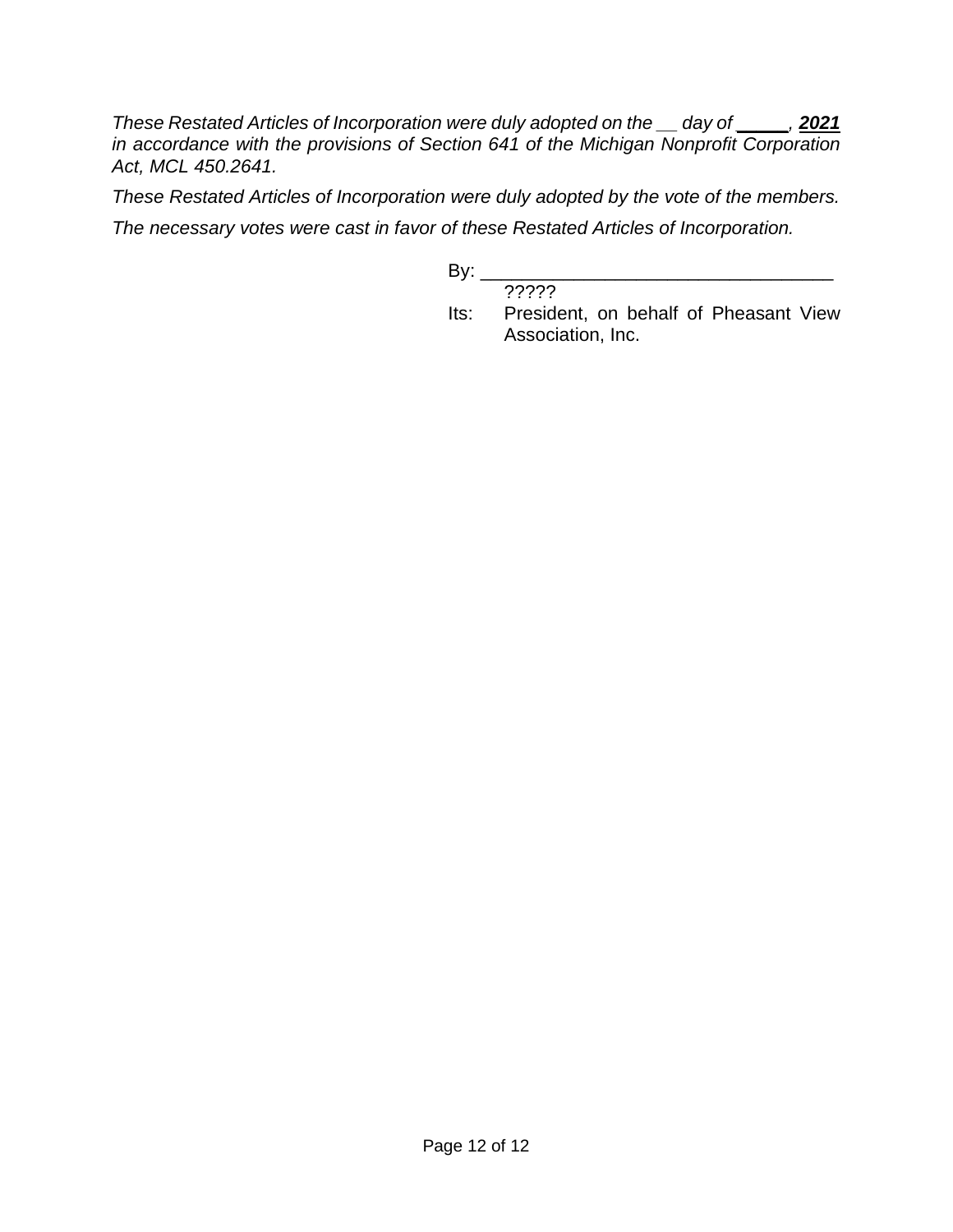*These Restated Articles of Incorporation were duly adopted on the __ day of _____, **2021** in accordance with the provisions of Section 641 of the Michigan Nonprofit Corporation Act, MCL 450.2641.*

*These Restated Articles of Incorporation were duly adopted by the vote of the members.*

*The necessary votes were cast in favor of these Restated Articles of Incorporation.*

By: ________________________________
?????

Its: President, on behalf of Pheasant View Association, Inc.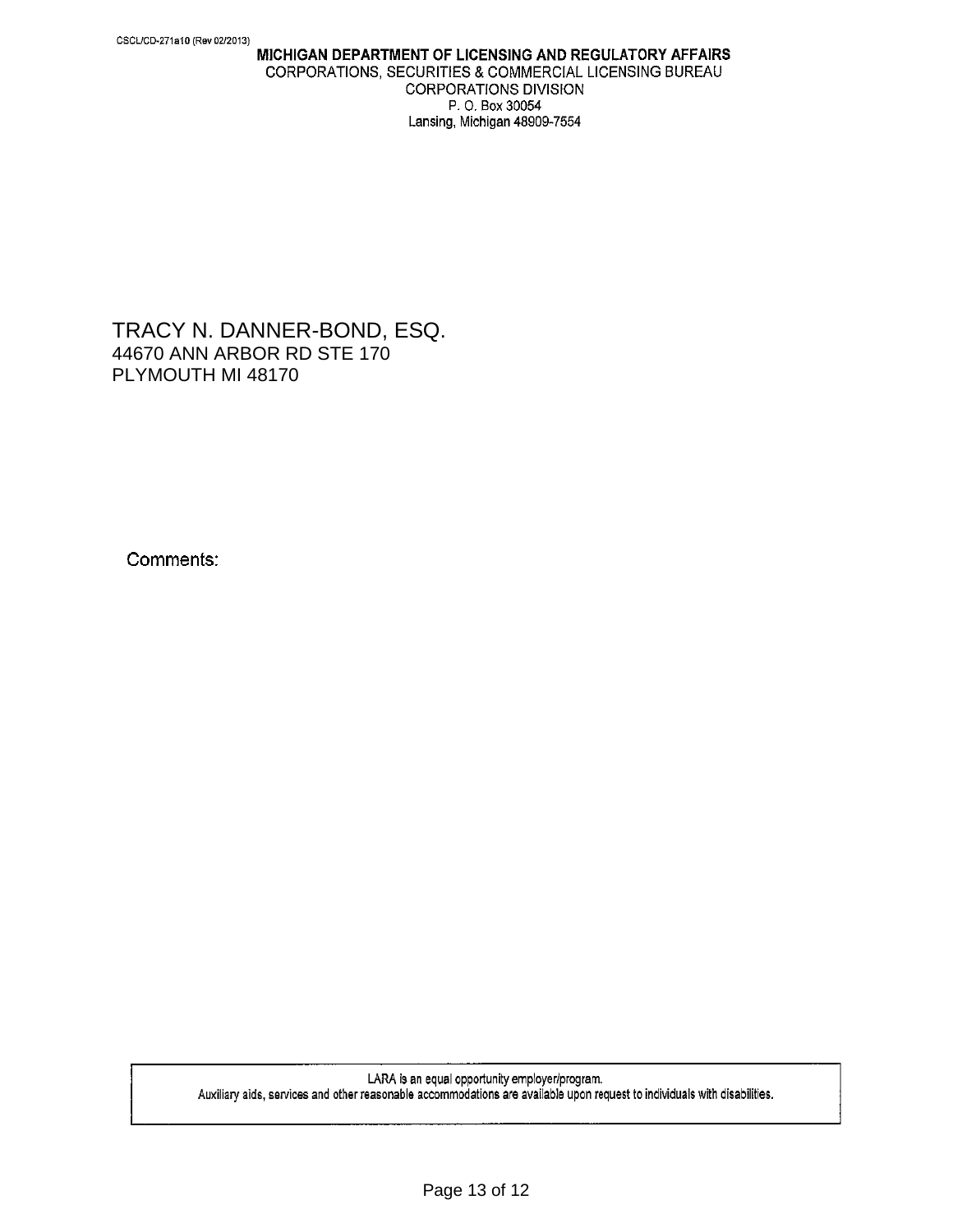CSCL/CD-271a10 (Rev 02/2013)

**MICHIGAN DEPARTMENT OF LICENSING AND REGULATORY AFFAIRS**
CORPORATIONS, SECURITIES & COMMERCIAL LICENSING BUREAU
CORPORATIONS DIVISION
P. O. Box 30054
Lansing, Michigan 48909-7554

TRACY N. DANNER-BOND, ESQ.
44670 ANN ARBOR RD STE 170
PLYMOUTH MI 48170

Comments:

LARA is an equal opportunity employer/program.
Auxiliary aids, services and other reasonable accommodations are available upon request to individuals with disabilities.